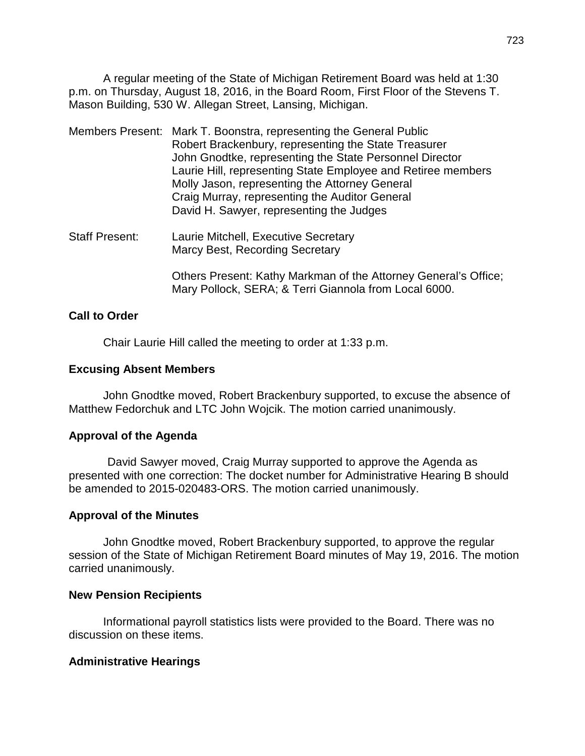A regular meeting of the State of Michigan Retirement Board was held at 1:30 p.m. on Thursday, August 18, 2016, in the Board Room, First Floor of the Stevens T. Mason Building, 530 W. Allegan Street, Lansing, Michigan.

Members Present: Mark T. Boonstra, representing the General Public
Robert Brackenbury, representing the State Treasurer
John Gnodtke, representing the State Personnel Director
Laurie Hill, representing State Employee and Retiree members
Molly Jason, representing the Attorney General
Craig Murray, representing the Auditor General
David H. Sawyer, representing the Judges

Staff Present: Laurie Mitchell, Executive Secretary
Marcy Best, Recording Secretary

Others Present: Kathy Markman of the Attorney General's Office; Mary Pollock, SERA; & Terri Giannola from Local 6000.

**Call to Order**

Chair Laurie Hill called the meeting to order at 1:33 p.m.

**Excusing Absent Members**

John Gnodtke moved, Robert Brackenbury supported, to excuse the absence of Matthew Fedorchuk and LTC John Wojcik. The motion carried unanimously.

**Approval of the Agenda**

David Sawyer moved, Craig Murray supported to approve the Agenda as presented with one correction: The docket number for Administrative Hearing B should be amended to 2015-020483-ORS. The motion carried unanimously.

**Approval of the Minutes**

John Gnodtke moved, Robert Brackenbury supported, to approve the regular session of the State of Michigan Retirement Board minutes of May 19, 2016. The motion carried unanimously.

**New Pension Recipients**

Informational payroll statistics lists were provided to the Board. There was no discussion on these items.

**Administrative Hearings**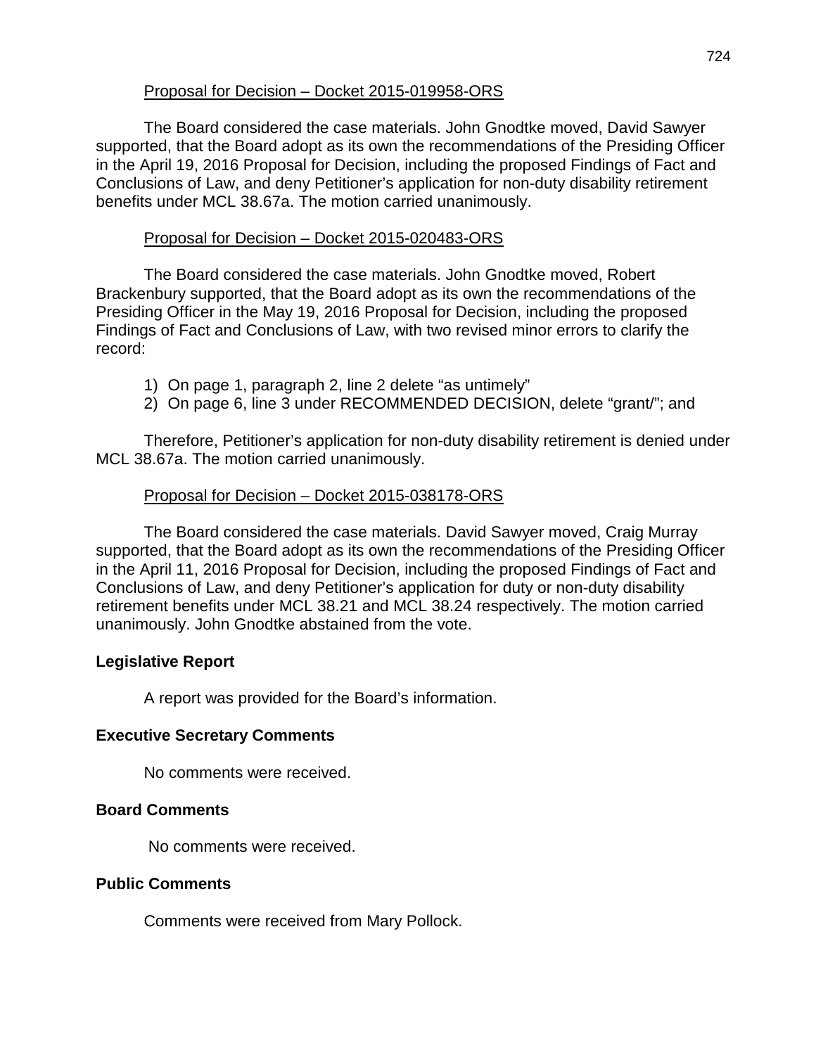Proposal for Decision – Docket 2015-019958-ORS

The Board considered the case materials. John Gnodtke moved, David Sawyer supported, that the Board adopt as its own the recommendations of the Presiding Officer in the April 19, 2016 Proposal for Decision, including the proposed Findings of Fact and Conclusions of Law, and deny Petitioner's application for non-duty disability retirement benefits under MCL 38.67a. The motion carried unanimously.

Proposal for Decision – Docket 2015-020483-ORS

The Board considered the case materials. John Gnodtke moved, Robert Brackenbury supported, that the Board adopt as its own the recommendations of the Presiding Officer in the May 19, 2016 Proposal for Decision, including the proposed Findings of Fact and Conclusions of Law, with two revised minor errors to clarify the record:

1) On page 1, paragraph 2, line 2 delete "as untimely"
2) On page 6, line 3 under RECOMMENDED DECISION, delete "grant/"; and

Therefore, Petitioner's application for non-duty disability retirement is denied under MCL 38.67a. The motion carried unanimously.

Proposal for Decision – Docket 2015-038178-ORS

The Board considered the case materials. David Sawyer moved, Craig Murray supported, that the Board adopt as its own the recommendations of the Presiding Officer in the April 11, 2016 Proposal for Decision, including the proposed Findings of Fact and Conclusions of Law, and deny Petitioner's application for duty or non-duty disability retirement benefits under MCL 38.21 and MCL 38.24 respectively. The motion carried unanimously. John Gnodtke abstained from the vote.

**Legislative Report**

A report was provided for the Board's information.

**Executive Secretary Comments**

No comments were received.

**Board Comments**

No comments were received.

**Public Comments**

Comments were received from Mary Pollock.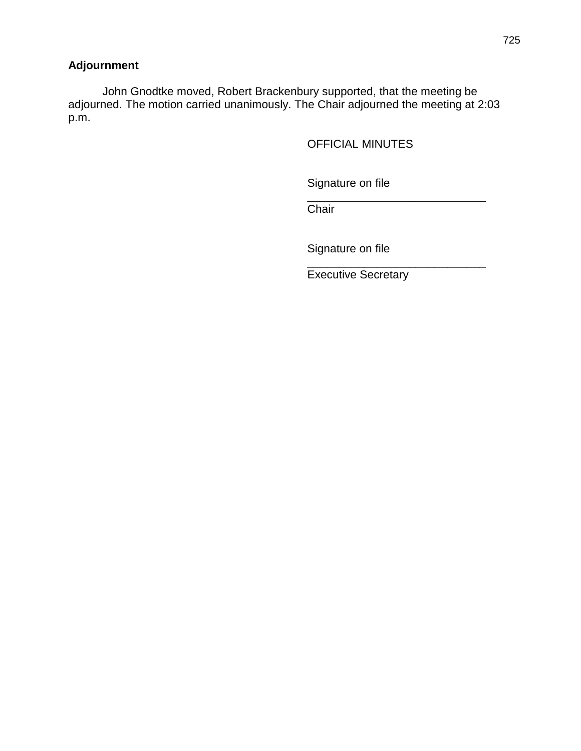**Adjournment**

John Gnodtke moved, Robert Brackenbury supported, that the meeting be adjourned. The motion carried unanimously. The Chair adjourned the meeting at 2:03 p.m.

OFFICIAL MINUTES

Signature on file
____________________________
Chair

Signature on file
____________________________
Executive Secretary